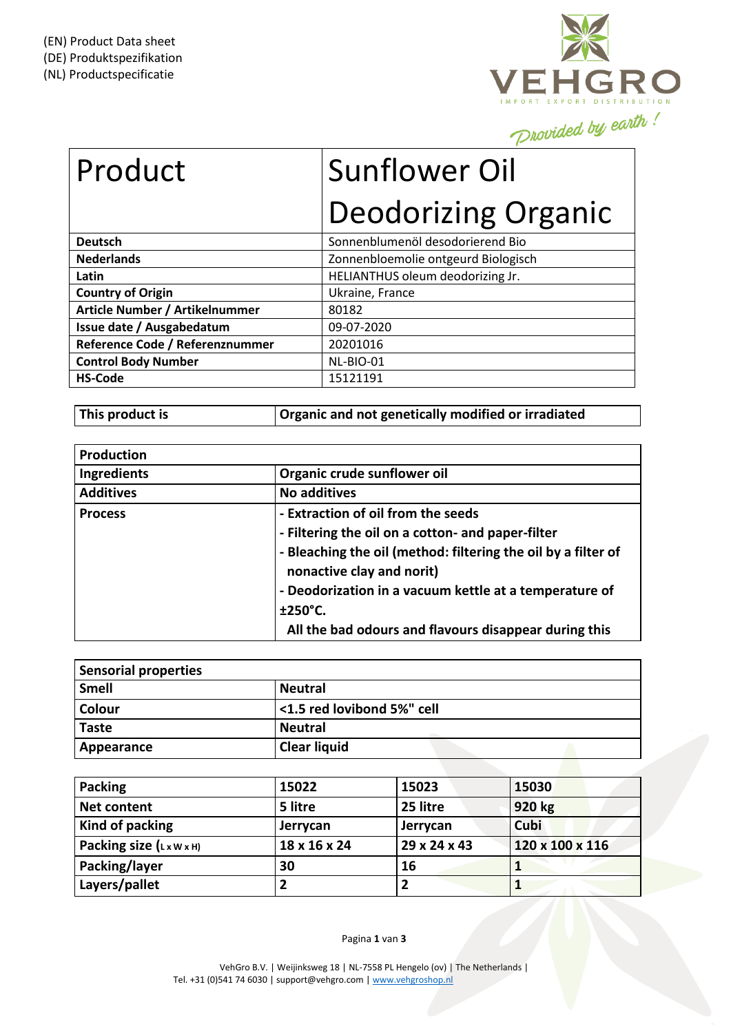(EN) Product Data sheet
(DE) Produktspezifikation
(NL) Productspecificatie

VEHGRO
IMPORT EXPORT DISTRIBUTION
Provided by earth !

| Product | Sunflower Oil Deodorizing Organic |
|---|---|
| **Deutsch** | Sonnenblumenöl desodorierend Bio |
| **Nederlands** | Zonnenbloemolie ontgeurd Biologisch |
| **Latin** | HELIANTHUS oleum deodorizing Jr. |
| **Country of Origin** | Ukraine, France |
| **Article Number / Artikelnummer** | 80182 |
| **Issue date / Ausgabedatum** | 09-07-2020 |
| **Reference Code / Referenznummer** | 20201016 |
| **Control Body Number** | NL-BIO-01 |
| **HS-Code** | 15121191 |

| **This product is** | **Organic and not genetically modified or irradiated** |
|---|---|

| **Production** | |
|---|---|
| **Ingredients** | **Organic crude sunflower oil** |
| **Additives** | **No additives** |
| **Process** | **- Extraction of oil from the seeds**<br>**- Filtering the oil on a cotton- and paper-filter**<br>**- Bleaching the oil (method: filtering the oil by a filter of nonactive clay and norit)**<br>**- Deodorization in a vacuum kettle at a temperature of ±250°C.**<br>**All the bad odours and flavours disappear during this** |

| **Sensorial properties** | |
|---|---|
| **Smell** | **Neutral** |
| **Colour** | **<1.5 red lovibond 5%" cell** |
| **Taste** | **Neutral** |
| **Appearance** | **Clear liquid** |

| **Packing** | **15022** | **15023** | **15030** |
|---|---|---|---|
| **Net content** | **5 litre** | **25 litre** | **920 kg** |
| **Kind of packing** | **Jerrycan** | **Jerrycan** | **Cubi** |
| **Packing size (L x W x H)** | **18 x 16 x 24** | **29 x 24 x 43** | **120 x 100 x 116** |
| **Packing/layer** | **30** | **16** | **1** |
| **Layers/pallet** | **2** | **2** | **1** |

VehGro B.V. | Weijinksweg 18 | NL-7558 PL Hengelo (ov) | The Netherlands |
Tel. +31 (0)541 74 6030 | support@vehgro.com | www.vehgroshop.nl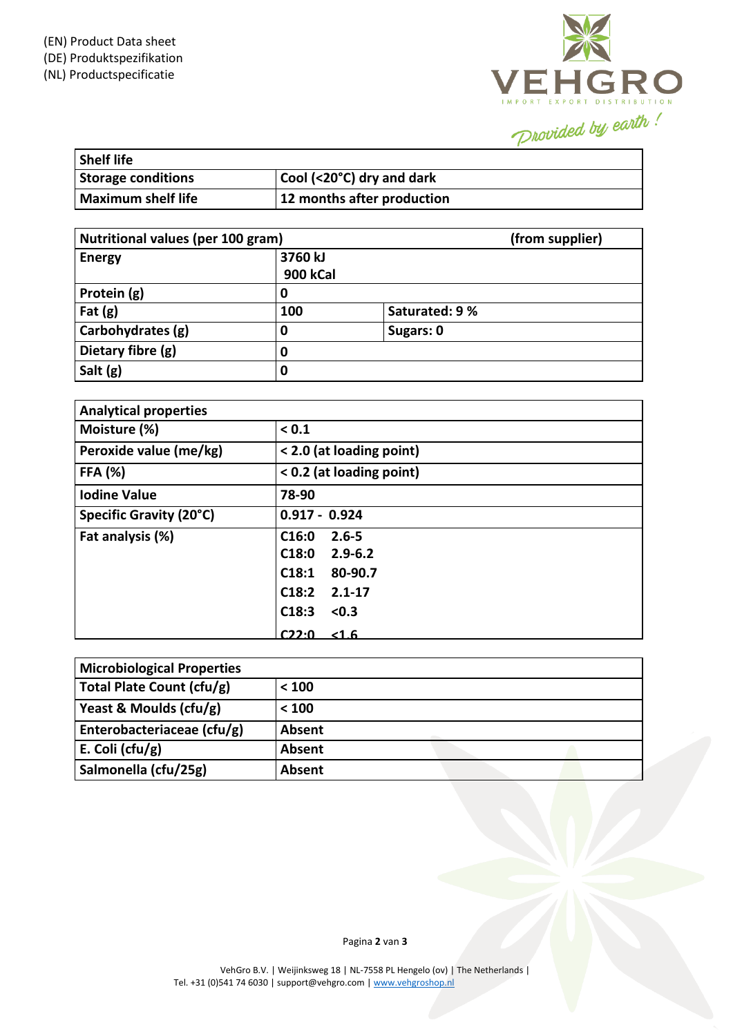(EN) Product Data sheet
(DE) Produktspezifikation
(NL) Productspecificatie

VEHGRO
IMPORT EXPORT DISTRIBUTION
Provided by earth !

| Shelf life | |
|---|---|
| Storage conditions | Cool (<20°C) dry and dark |
| Maximum shelf life | 12 months after production |

| Nutritional values (per 100 gram) | | (from supplier) |
|---|---|---|
| Energy | 3760 kJ<br>900 kCal | |
| Protein (g) | 0 | |
| Fat (g) | 100 | Saturated: 9 % |
| Carbohydrates (g) | 0 | Sugars: 0 |
| Dietary fibre (g) | 0 | |
| Salt (g) | 0 | |

| Analytical properties | |
|---|---|
| Moisture (%) | < 0.1 |
| Peroxide value (me/kg) | < 2.0 (at loading point) |
| FFA (%) | < 0.2 (at loading point) |
| Iodine Value | 78-90 |
| Specific Gravity (20°C) | 0.917 - 0.924 |
| Fat analysis (%) | C16:0 2.6-5<br>C18:0 2.9-6.2<br>C18:1 80-90.7<br>C18:2 2.1-17<br>C18:3 <0.3<br>C22:0 <1.6 |

| Microbiological Properties | |
|---|---|
| Total Plate Count (cfu/g) | < 100 |
| Yeast & Moulds (cfu/g) | < 100 |
| Enterobacteriaceae (cfu/g) | Absent |
| E. Coli (cfu/g) | Absent |
| Salmonella (cfu/25g) | Absent |

VehGro B.V. | Weijinksweg 18 | NL-7558 PL Hengelo (ov) | The Netherlands |
Tel. +31 (0)541 74 6030 | support@vehgro.com | www.vehgroshop.nl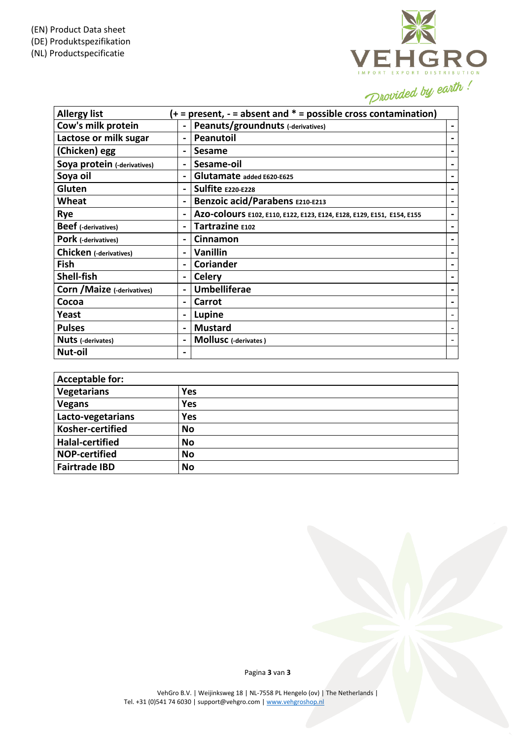(EN) Product Data sheet
(DE) Produktspezifikation
(NL) Productspecificatie

VEHGRO
IMPORT EXPORT DISTRIBUTION
Provided by earth !

| Allergy list | (+ = present, - = absent and * = possible cross contamination) | | |
|---|---|---|---|
| Cow's milk protein | - | Peanuts/groundnuts (-derivatives) | - |
| Lactose or milk sugar | - | Peanutoil | - |
| (Chicken) egg | - | Sesame | - |
| Soya protein (-derivatives) | - | Sesame-oil | - |
| Soya oil | - | Glutamate added E620-E625 | - |
| Gluten | - | Sulfite E220-E228 | - |
| Wheat | - | Benzoic acid/Parabens E210-E213 | - |
| Rye | - | Azo-colours E102, E110, E122, E123, E124, E128, E129, E151, E154, E155 | - |
| Beef (-derivatives) | - | Tartrazine E102 | - |
| Pork (-derivatives) | - | Cinnamon | - |
| Chicken (-derivatives) | - | Vanillin | - |
| Fish | - | Coriander | - |
| Shell-fish | - | Celery | - |
| Corn /Maize (-derivatives) | - | Umbelliferae | - |
| Cocoa | - | Carrot | - |
| Yeast | - | Lupine | - |
| Pulses | - | Mustard | - |
| Nuts (-derivates) | - | Mollusc (-derivates ) | - |
| Nut-oil | - | | |

| Acceptable for: | |
|---|---|
| Vegetarians | Yes |
| Vegans | Yes |
| Lacto-vegetarians | Yes |
| Kosher-certified | No |
| Halal-certified | No |
| NOP-certified | No |
| Fairtrade IBD | No |

VehGro B.V. | Weijinksweg 18 | NL-7558 PL Hengelo (ov) | The Netherlands |
Tel. +31 (0)541 74 6030 | support@vehgro.com | www.vehgroshop.nl